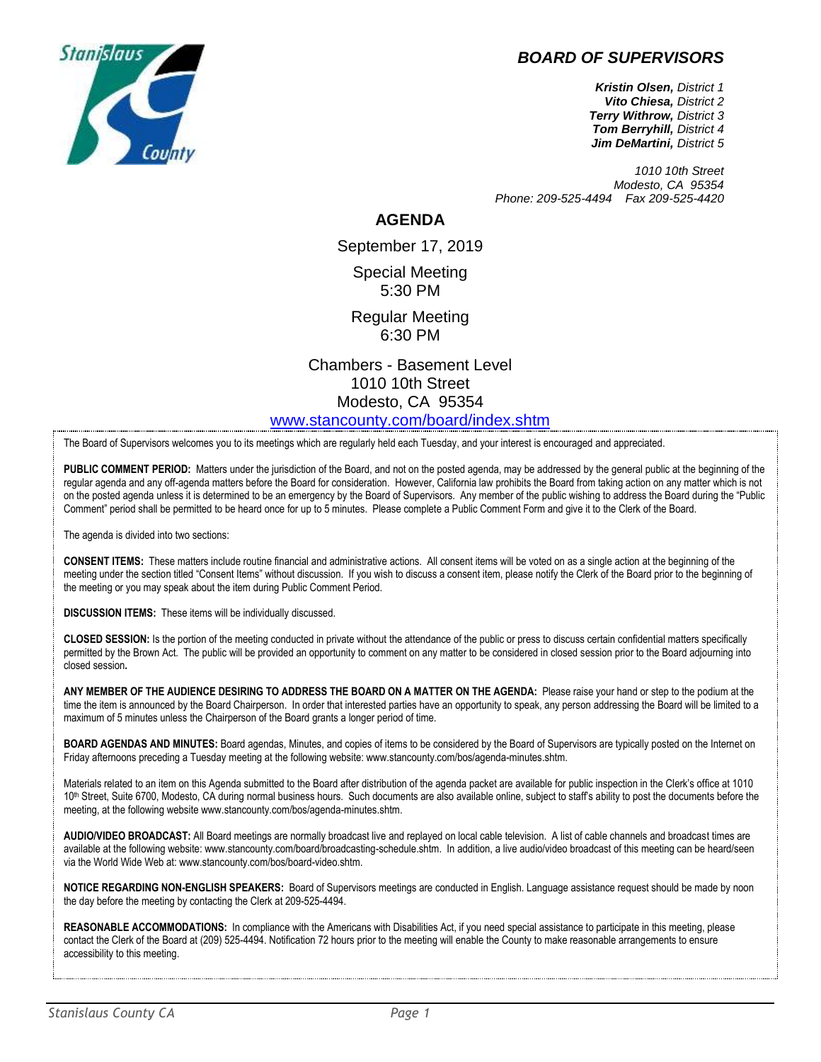## BOARD OF SUPERVISORS

***Kristin Olsen,*** *District 1*
***Vito Chiesa,*** *District 2*
***Terry Withrow,*** *District 3*
***Tom Berryhill,*** *District 4*
***Jim DeMartini,*** *District 5*

*1010 10th Street*
*Modesto, CA 95354*
*Phone: 209-525-4494 Fax 209-525-4420*

# AGENDA

September 17, 2019

Special Meeting
5:30 PM

Regular Meeting
6:30 PM

Chambers - Basement Level
1010 10th Street
Modesto, CA 95354
www.stancounty.com/board/index.shtm

The Board of Supervisors welcomes you to its meetings which are regularly held each Tuesday, and your interest is encouraged and appreciated.

**PUBLIC COMMENT PERIOD:** Matters under the jurisdiction of the Board, and not on the posted agenda, may be addressed by the general public at the beginning of the regular agenda and any off-agenda matters before the Board for consideration. However, California law prohibits the Board from taking action on any matter which is not on the posted agenda unless it is determined to be an emergency by the Board of Supervisors. Any member of the public wishing to address the Board during the "Public Comment" period shall be permitted to be heard once for up to 5 minutes. Please complete a Public Comment Form and give it to the Clerk of the Board.

The agenda is divided into two sections:

**CONSENT ITEMS:** These matters include routine financial and administrative actions. All consent items will be voted on as a single action at the beginning of the meeting under the section titled "Consent Items" without discussion. If you wish to discuss a consent item, please notify the Clerk of the Board prior to the beginning of the meeting or you may speak about the item during Public Comment Period.

**DISCUSSION ITEMS:** These items will be individually discussed.

**CLOSED SESSION:** Is the portion of the meeting conducted in private without the attendance of the public or press to discuss certain confidential matters specifically permitted by the Brown Act. The public will be provided an opportunity to comment on any matter to be considered in closed session prior to the Board adjourning into closed session**.**

**ANY MEMBER OF THE AUDIENCE DESIRING TO ADDRESS THE BOARD ON A MATTER ON THE AGENDA:** Please raise your hand or step to the podium at the time the item is announced by the Board Chairperson. In order that interested parties have an opportunity to speak, any person addressing the Board will be limited to a maximum of 5 minutes unless the Chairperson of the Board grants a longer period of time.

**BOARD AGENDAS AND MINUTES:** Board agendas, Minutes, and copies of items to be considered by the Board of Supervisors are typically posted on the Internet on Friday afternoons preceding a Tuesday meeting at the following website: www.stancounty.com/bos/agenda-minutes.shtm.

Materials related to an item on this Agenda submitted to the Board after distribution of the agenda packet are available for public inspection in the Clerk's office at 1010 10th Street, Suite 6700, Modesto, CA during normal business hours. Such documents are also available online, subject to staff's ability to post the documents before the meeting, at the following website www.stancounty.com/bos/agenda-minutes.shtm.

**AUDIO/VIDEO BROADCAST:** All Board meetings are normally broadcast live and replayed on local cable television. A list of cable channels and broadcast times are available at the following website: www.stancounty.com/board/broadcasting-schedule.shtm. In addition, a live audio/video broadcast of this meeting can be heard/seen via the World Wide Web at: www.stancounty.com/bos/board-video.shtm.

**NOTICE REGARDING NON-ENGLISH SPEAKERS:** Board of Supervisors meetings are conducted in English. Language assistance request should be made by noon the day before the meeting by contacting the Clerk at 209-525-4494.

**REASONABLE ACCOMMODATIONS:** In compliance with the Americans with Disabilities Act, if you need special assistance to participate in this meeting, please contact the Clerk of the Board at (209) 525-4494. Notification 72 hours prior to the meeting will enable the County to make reasonable arrangements to ensure accessibility to this meeting.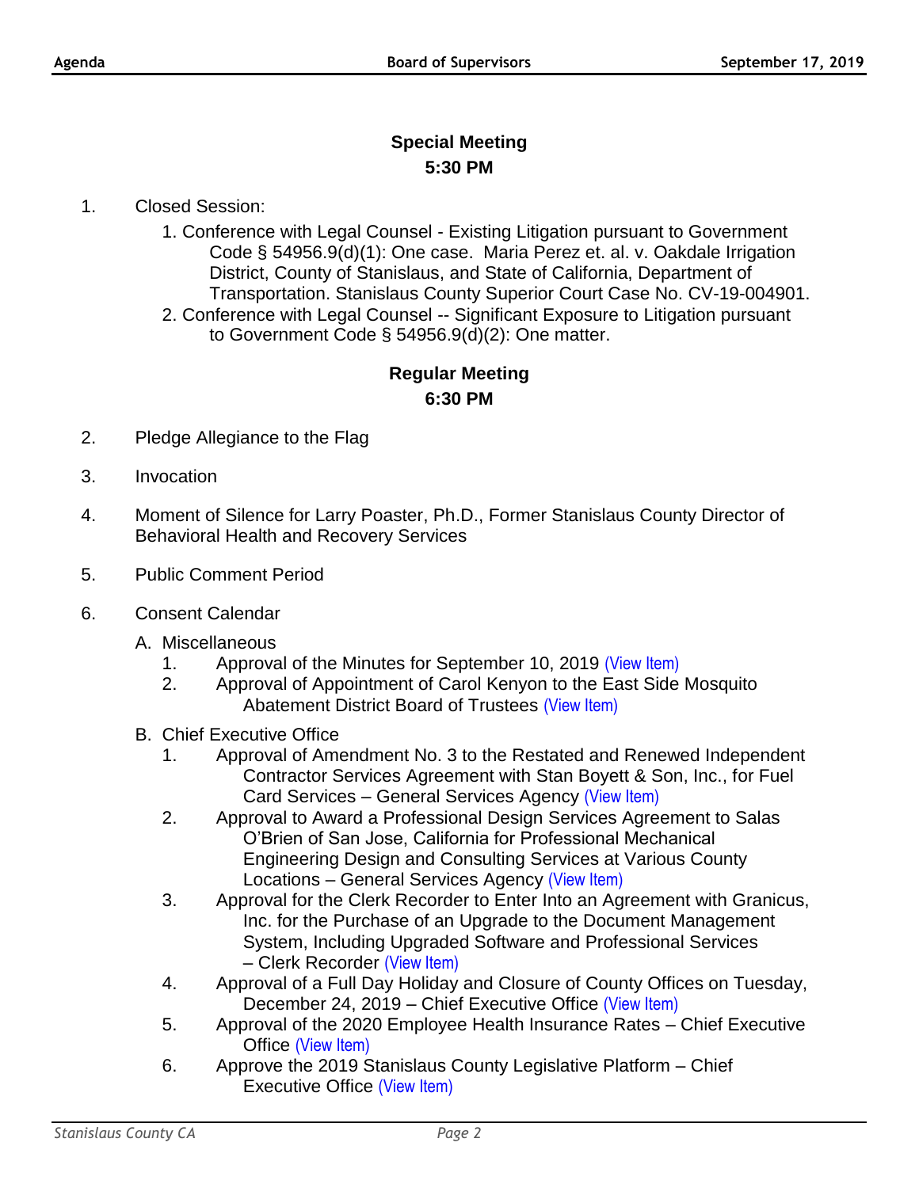## Special Meeting
### 5:30 PM

1. Closed Session:
    1. Conference with Legal Counsel - Existing Litigation pursuant to Government Code § 54956.9(d)(1): One case. Maria Perez et. al. v. Oakdale Irrigation District, County of Stanislaus, and State of California, Department of Transportation. Stanislaus County Superior Court Case No. CV-19-004901.
    2. Conference with Legal Counsel -- Significant Exposure to Litigation pursuant to Government Code § 54956.9(d)(2): One matter.

## Regular Meeting
### 6:30 PM

2. Pledge Allegiance to the Flag

3. Invocation

4. Moment of Silence for Larry Poaster, Ph.D., Former Stanislaus County Director of Behavioral Health and Recovery Services

5. Public Comment Period

6. Consent Calendar

    A. Miscellaneous
    1. Approval of the Minutes for September 10, 2019 (View Item)
    2. Approval of Appointment of Carol Kenyon to the East Side Mosquito Abatement District Board of Trustees (View Item)

    B. Chief Executive Office
    1. Approval of Amendment No. 3 to the Restated and Renewed Independent Contractor Services Agreement with Stan Boyett & Son, Inc., for Fuel Card Services – General Services Agency (View Item)
    2. Approval to Award a Professional Design Services Agreement to Salas O'Brien of San Jose, California for Professional Mechanical Engineering Design and Consulting Services at Various County Locations – General Services Agency (View Item)
    3. Approval for the Clerk Recorder to Enter Into an Agreement with Granicus, Inc. for the Purchase of an Upgrade to the Document Management System, Including Upgraded Software and Professional Services – Clerk Recorder (View Item)
    4. Approval of a Full Day Holiday and Closure of County Offices on Tuesday, December 24, 2019 – Chief Executive Office (View Item)
    5. Approval of the 2020 Employee Health Insurance Rates – Chief Executive Office (View Item)
    6. Approve the 2019 Stanislaus County Legislative Platform – Chief Executive Office (View Item)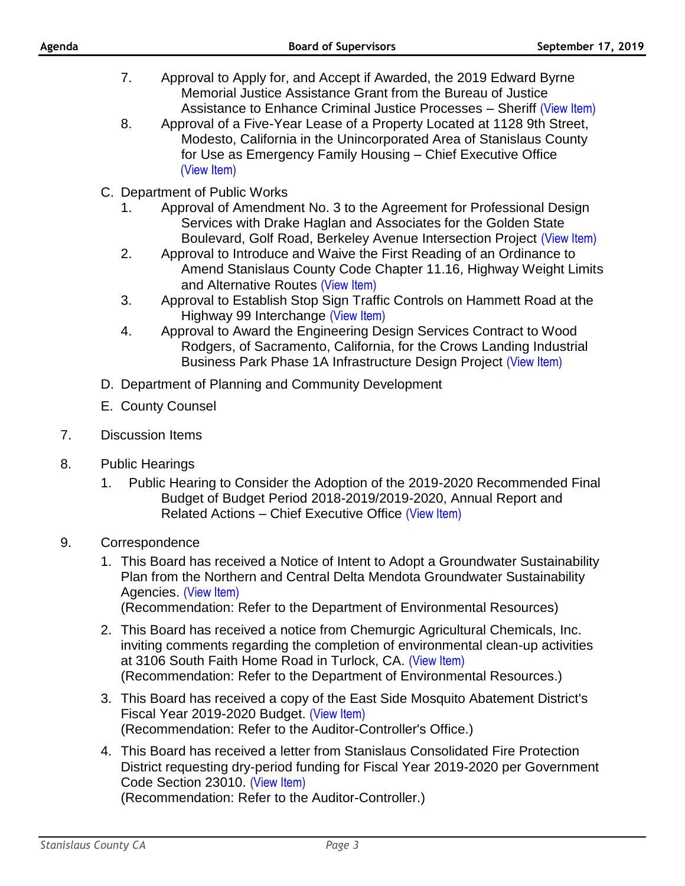7. Approval to Apply for, and Accept if Awarded, the 2019 Edward Byrne Memorial Justice Assistance Grant from the Bureau of Justice Assistance to Enhance Criminal Justice Processes – Sheriff (View Item)
8. Approval of a Five-Year Lease of a Property Located at 1128 9th Street, Modesto, California in the Unincorporated Area of Stanislaus County for Use as Emergency Family Housing – Chief Executive Office (View Item)

C. Department of Public Works
   1. Approval of Amendment No. 3 to the Agreement for Professional Design Services with Drake Haglan and Associates for the Golden State Boulevard, Golf Road, Berkeley Avenue Intersection Project (View Item)
   2. Approval to Introduce and Waive the First Reading of an Ordinance to Amend Stanislaus County Code Chapter 11.16, Highway Weight Limits and Alternative Routes (View Item)
   3. Approval to Establish Stop Sign Traffic Controls on Hammett Road at the Highway 99 Interchange (View Item)
   4. Approval to Award the Engineering Design Services Contract to Wood Rodgers, of Sacramento, California, for the Crows Landing Industrial Business Park Phase 1A Infrastructure Design Project (View Item)

D. Department of Planning and Community Development

E. County Counsel

7. Discussion Items

8. Public Hearings
   1. Public Hearing to Consider the Adoption of the 2019-2020 Recommended Final Budget of Budget Period 2018-2019/2019-2020, Annual Report and Related Actions – Chief Executive Office (View Item)

9. Correspondence
   1. This Board has received a Notice of Intent to Adopt a Groundwater Sustainability Plan from the Northern and Central Delta Mendota Groundwater Sustainability Agencies. (View Item)
      (Recommendation: Refer to the Department of Environmental Resources)
   2. This Board has received a notice from Chemurgic Agricultural Chemicals, Inc. inviting comments regarding the completion of environmental clean-up activities at 3106 South Faith Home Road in Turlock, CA. (View Item)
      (Recommendation: Refer to the Department of Environmental Resources.)
   3. This Board has received a copy of the East Side Mosquito Abatement District's Fiscal Year 2019-2020 Budget. (View Item)
      (Recommendation: Refer to the Auditor-Controller's Office.)
   4. This Board has received a letter from Stanislaus Consolidated Fire Protection District requesting dry-period funding for Fiscal Year 2019-2020 per Government Code Section 23010. (View Item)
      (Recommendation: Refer to the Auditor-Controller.)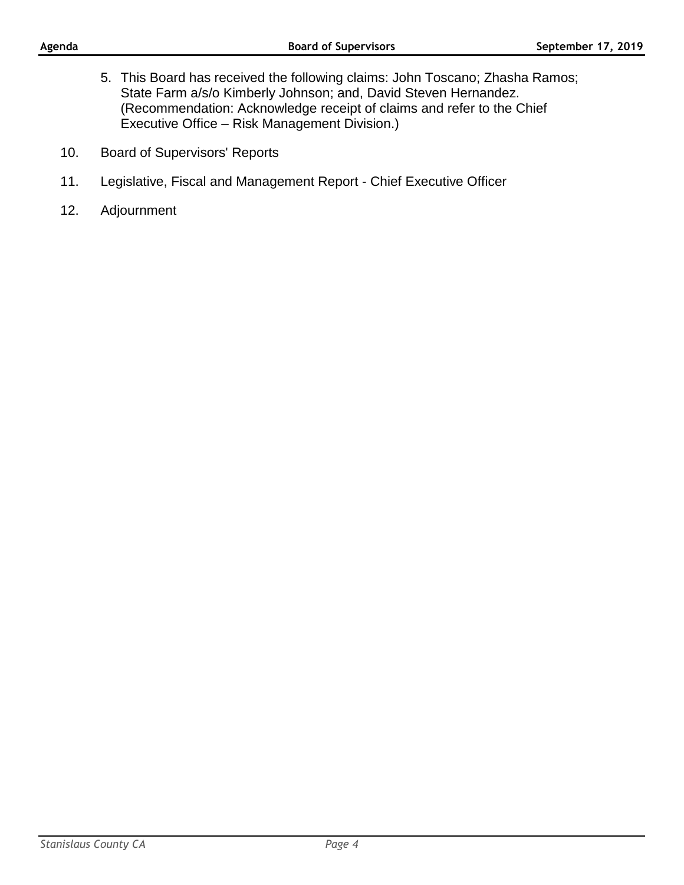5. This Board has received the following claims: John Toscano; Zhasha Ramos; State Farm a/s/o Kimberly Johnson; and, David Steven Hernandez. (Recommendation: Acknowledge receipt of claims and refer to the Chief Executive Office – Risk Management Division.)

10. Board of Supervisors' Reports

11. Legislative, Fiscal and Management Report - Chief Executive Officer

12. Adjournment